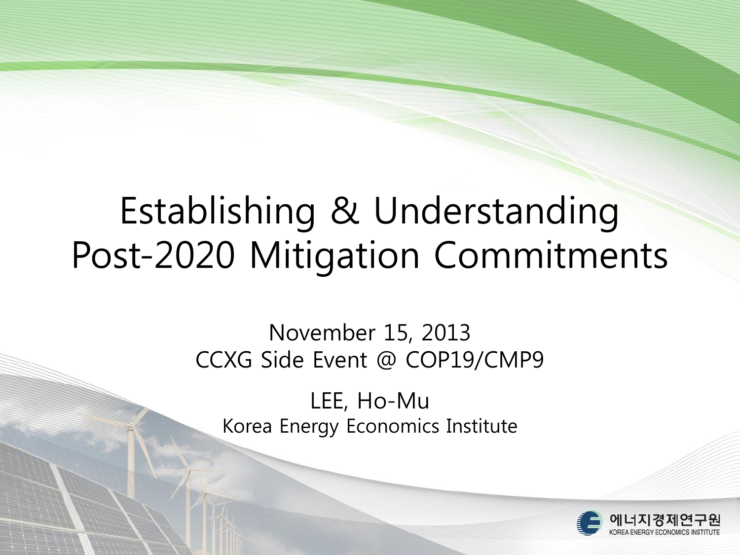# Establishing & Understanding Post-2020 Mitigation Commitments

November 15, 2013
CCXG Side Event @ COP19/CMP9

LEE, Ho-Mu
Korea Energy Economics Institute

에너지경제연구원
KOREA ENERGY ECONOMICS INSTITUTE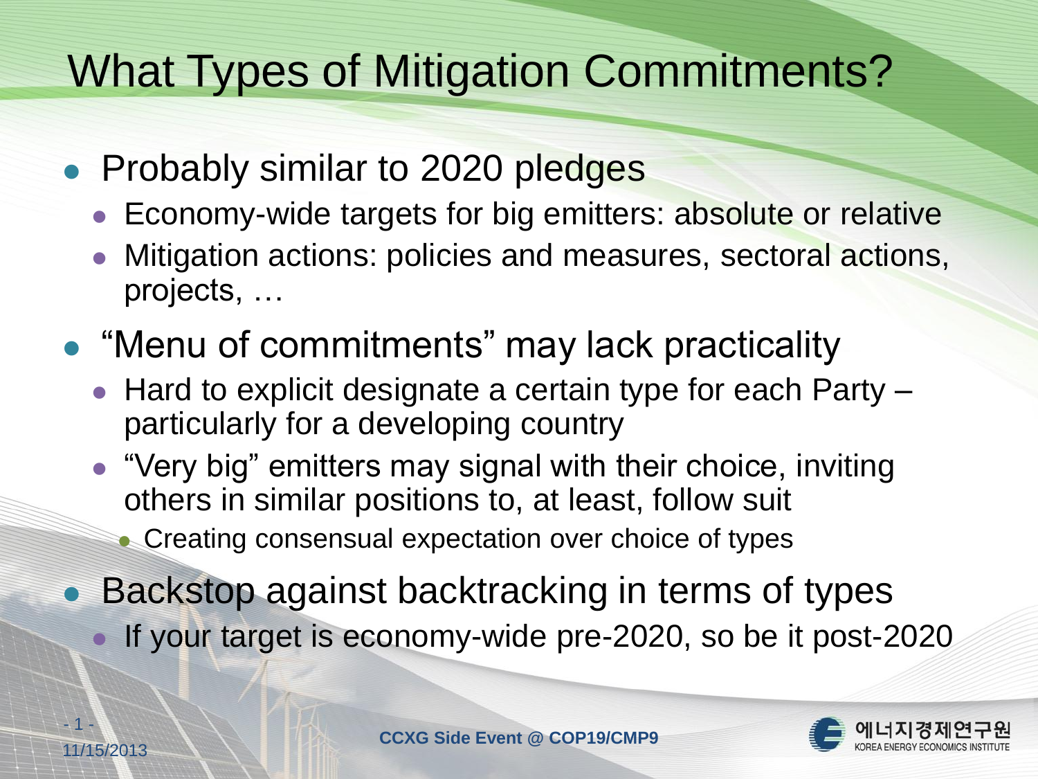# What Types of Mitigation Commitments?

- Probably similar to 2020 pledges
  - Economy-wide targets for big emitters: absolute or relative
  - Mitigation actions: policies and measures, sectoral actions, projects, …
- "Menu of commitments" may lack practicality
  - Hard to explicit designate a certain type for each Party – particularly for a developing country
  - "Very big" emitters may signal with their choice, inviting others in similar positions to, at least, follow suit
    - Creating consensual expectation over choice of types
- Backstop against backtracking in terms of types
  - If your target is economy-wide pre-2020, so be it post-2020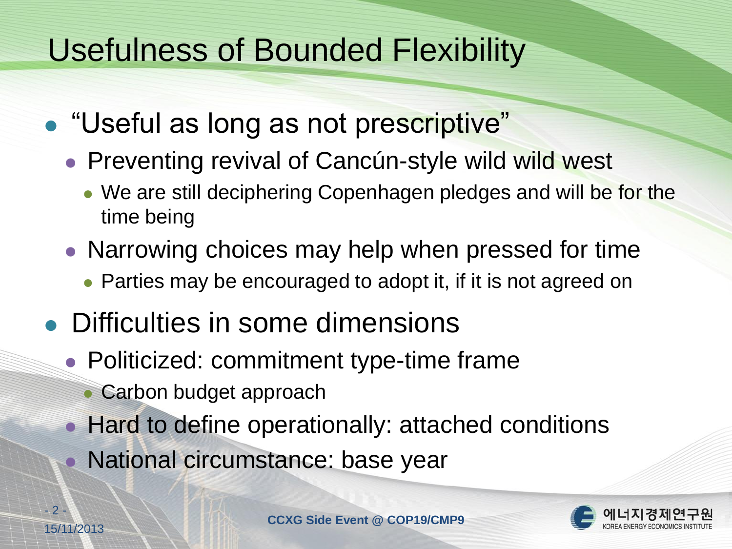# Usefulness of Bounded Flexibility

- "Useful as long as not prescriptive"
  - Preventing revival of Cancún-style wild wild west
    - We are still deciphering Copenhagen pledges and will be for the time being
  - Narrowing choices may help when pressed for time
    - Parties may be encouraged to adopt it, if it is not agreed on
- Difficulties in some dimensions
  - Politicized: commitment type-time frame
    - Carbon budget approach
  - Hard to define operationally: attached conditions
  - National circumstance: base year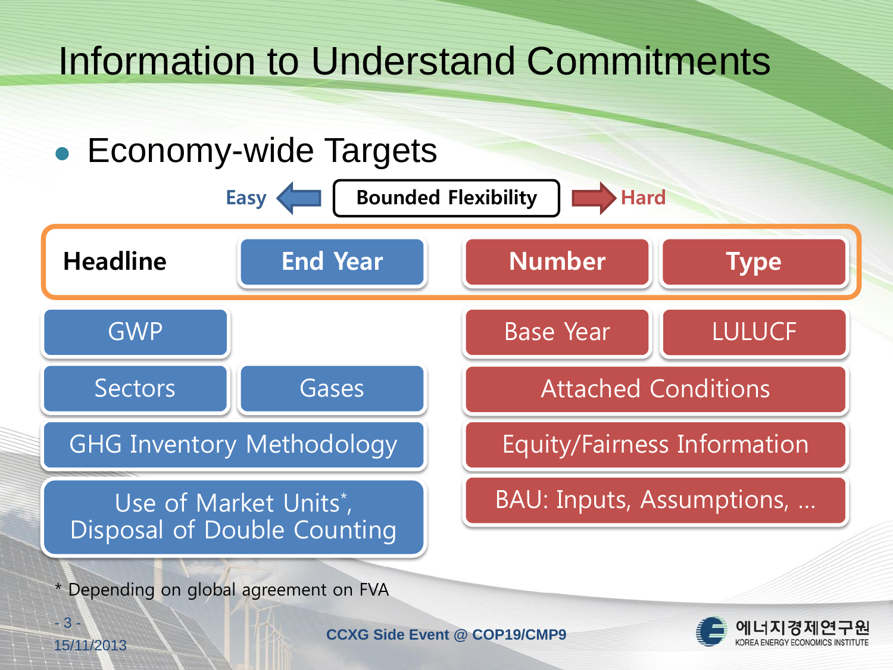# Information to Understand Commitments

- Economy-wide Targets

Easy ⇦ **Bounded Flexibility** ⇨ Hard

| Easy | | Hard | |
|---|---|---|---|
| **Headline** | End Year | Number | Type |
| GWP | | Base Year | LULUCF |
| Sectors | Gases | Attached Conditions | |
| GHG Inventory Methodology | | Equity/Fairness Information | |
| Use of Market Units*, Disposal of Double Counting | | BAU: Inputs, Assumptions, … | |

\* Depending on global agreement on FVA

CCXG Side Event @ COP19/CMP9

15/11/2013

에너지경제연구원 KOREA ENERGY ECONOMICS INSTITUTE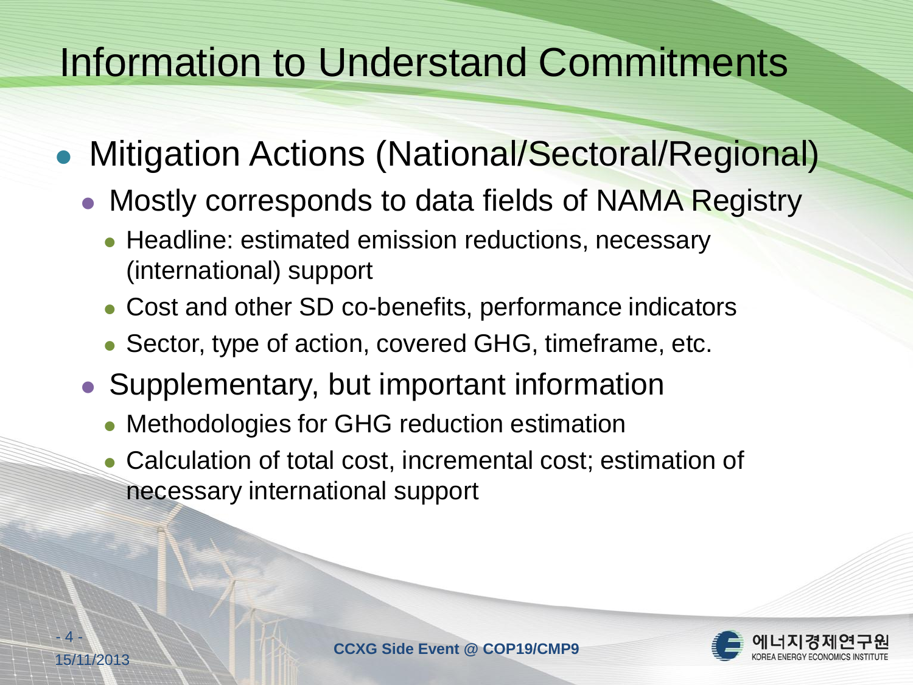# Information to Understand Commitments

- Mitigation Actions (National/Sectoral/Regional)
  - Mostly corresponds to data fields of NAMA Registry
    - Headline: estimated emission reductions, necessary (international) support
    - Cost and other SD co-benefits, performance indicators
    - Sector, type of action, covered GHG, timeframe, etc.
  - Supplementary, but important information
    - Methodologies for GHG reduction estimation
    - Calculation of total cost, incremental cost; estimation of necessary international support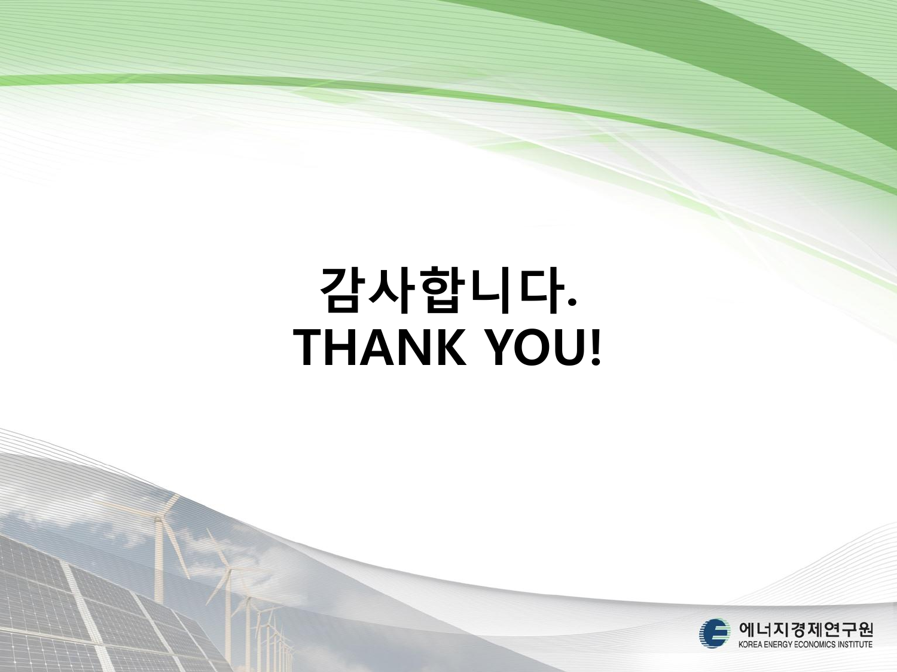# 감사합니다.
# THANK YOU!

에너지경제연구원
KOREA ENERGY ECONOMICS INSTITUTE